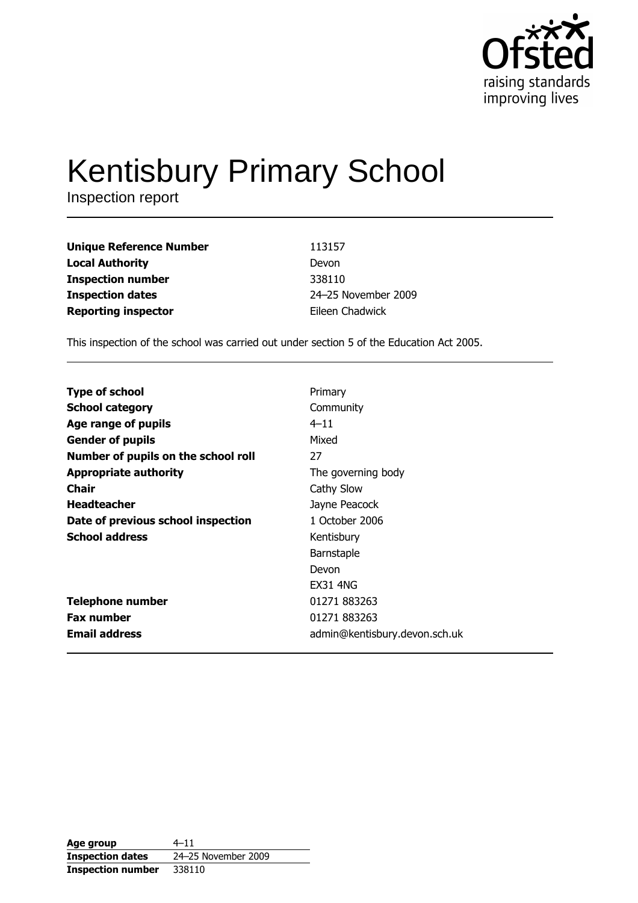Ofsted
raising standards
improving lives

# Kentisbury Primary School

Inspection report

| | |
|---|---|
| **Unique Reference Number** | 113157 |
| **Local Authority** | Devon |
| **Inspection number** | 338110 |
| **Inspection dates** | 24–25 November 2009 |
| **Reporting inspector** | Eileen Chadwick |

This inspection of the school was carried out under section 5 of the Education Act 2005.

| | |
|---|---|
| **Type of school** | Primary |
| **School category** | Community |
| **Age range of pupils** | 4–11 |
| **Gender of pupils** | Mixed |
| **Number of pupils on the school roll** | 27 |
| **Appropriate authority** | The governing body |
| **Chair** | Cathy Slow |
| **Headteacher** | Jayne Peacock |
| **Date of previous school inspection** | 1 October 2006 |
| **School address** | Kentisbury<br>Barnstaple<br>Devon<br>EX31 4NG |
| **Telephone number** | 01271 883263 |
| **Fax number** | 01271 883263 |
| **Email address** | admin@kentisbury.devon.sch.uk |

| | |
|---|---|
| **Age group** | 4–11 |
| **Inspection dates** | 24–25 November 2009 |
| **Inspection number** | 338110 |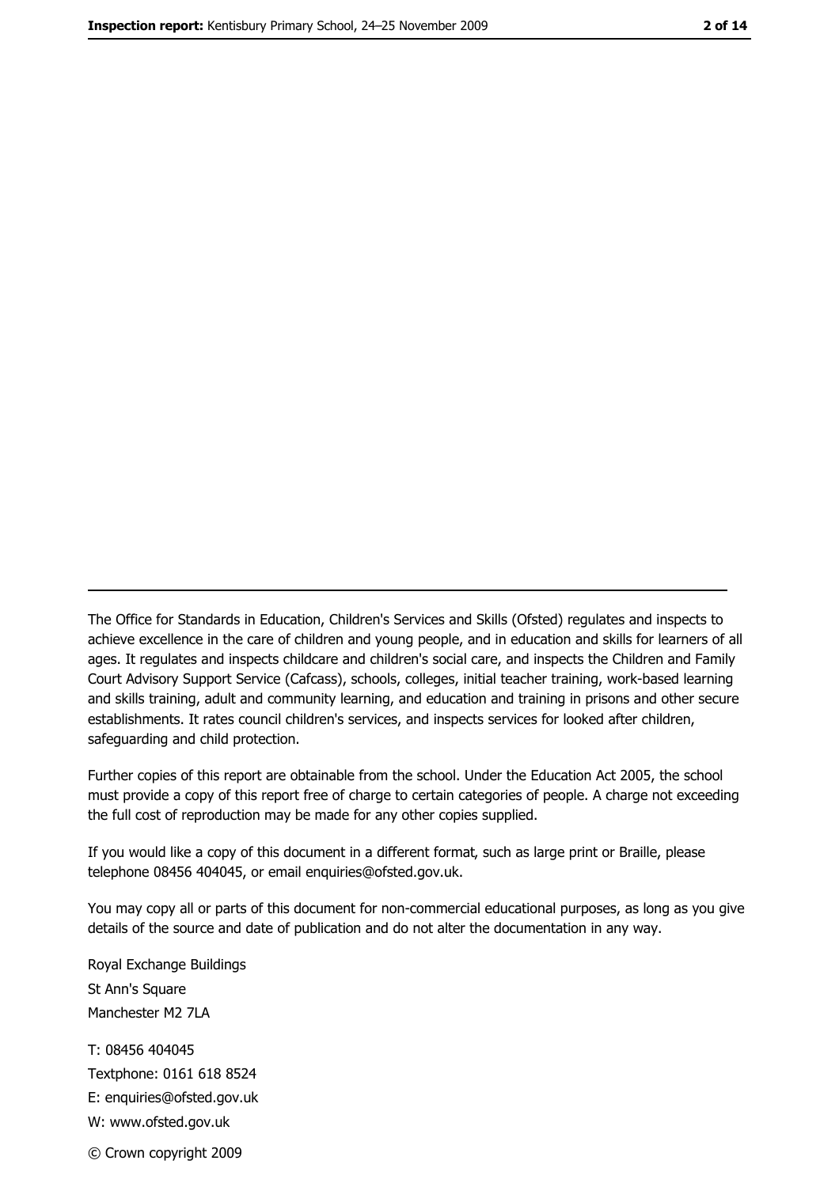The Office for Standards in Education, Children's Services and Skills (Ofsted) regulates and inspects to achieve excellence in the care of children and young people, and in education and skills for learners of all ages. It regulates and inspects childcare and children's social care, and inspects the Children and Family Court Advisory Support Service (Cafcass), schools, colleges, initial teacher training, work-based learning and skills training, adult and community learning, and education and training in prisons and other secure establishments. It rates council children's services, and inspects services for looked after children, safeguarding and child protection.

Further copies of this report are obtainable from the school. Under the Education Act 2005, the school must provide a copy of this report free of charge to certain categories of people. A charge not exceeding the full cost of reproduction may be made for any other copies supplied.

If you would like a copy of this document in a different format, such as large print or Braille, please telephone 08456 404045, or email enquiries@ofsted.gov.uk.

You may copy all or parts of this document for non-commercial educational purposes, as long as you give details of the source and date of publication and do not alter the documentation in any way.

Royal Exchange Buildings
St Ann's Square
Manchester M2 7LA

T: 08456 404045
Textphone: 0161 618 8524
E: enquiries@ofsted.gov.uk
W: www.ofsted.gov.uk

© Crown copyright 2009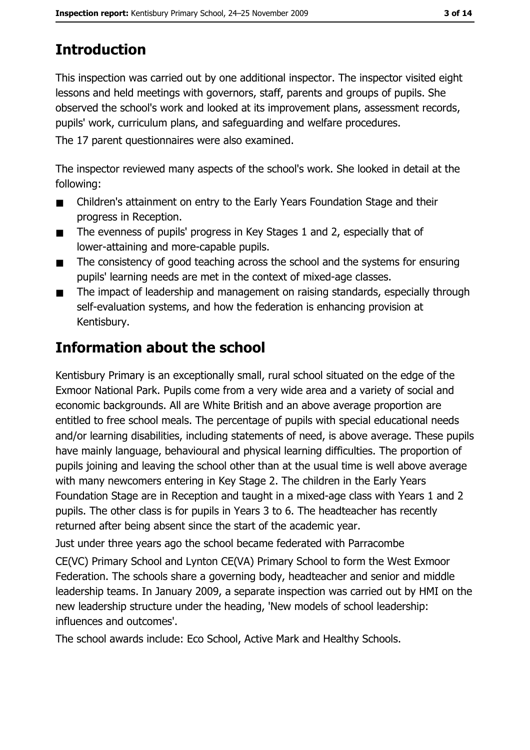# Introduction

This inspection was carried out by one additional inspector. The inspector visited eight lessons and held meetings with governors, staff, parents and groups of pupils. She observed the school's work and looked at its improvement plans, assessment records, pupils' work, curriculum plans, and safeguarding and welfare procedures.

The 17 parent questionnaires were also examined.

The inspector reviewed many aspects of the school's work. She looked in detail at the following:

- Children's attainment on entry to the Early Years Foundation Stage and their progress in Reception.
- The evenness of pupils' progress in Key Stages 1 and 2, especially that of lower-attaining and more-capable pupils.
- The consistency of good teaching across the school and the systems for ensuring pupils' learning needs are met in the context of mixed-age classes.
- The impact of leadership and management on raising standards, especially through self-evaluation systems, and how the federation is enhancing provision at Kentisbury.

# Information about the school

Kentisbury Primary is an exceptionally small, rural school situated on the edge of the Exmoor National Park. Pupils come from a very wide area and a variety of social and economic backgrounds. All are White British and an above average proportion are entitled to free school meals. The percentage of pupils with special educational needs and/or learning disabilities, including statements of need, is above average. These pupils have mainly language, behavioural and physical learning difficulties. The proportion of pupils joining and leaving the school other than at the usual time is well above average with many newcomers entering in Key Stage 2. The children in the Early Years Foundation Stage are in Reception and taught in a mixed-age class with Years 1 and 2 pupils. The other class is for pupils in Years 3 to 6. The headteacher has recently returned after being absent since the start of the academic year.

Just under three years ago the school became federated with Parracombe CE(VC) Primary School and Lynton CE(VA) Primary School to form the West Exmoor Federation. The schools share a governing body, headteacher and senior and middle leadership teams. In January 2009, a separate inspection was carried out by HMI on the new leadership structure under the heading, 'New models of school leadership: influences and outcomes'.

The school awards include: Eco School, Active Mark and Healthy Schools.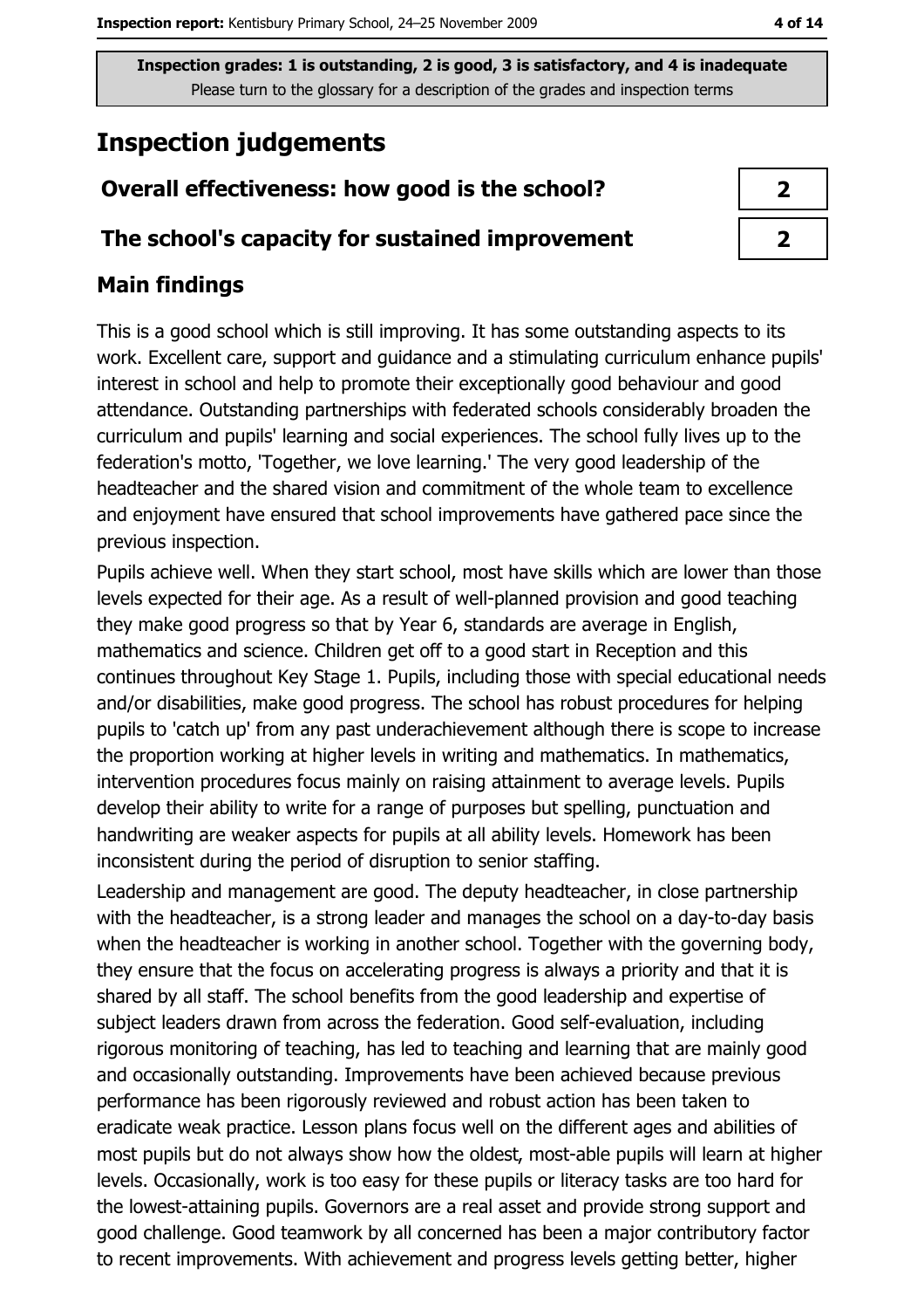Inspection grades: 1 is outstanding, 2 is good, 3 is satisfactory, and 4 is inadequate
Please turn to the glossary for a description of the grades and inspection terms

# Inspection judgements

| | |
|---|---|
| **Overall effectiveness: how good is the school?** | **2** |
| **The school's capacity for sustained improvement** | **2** |

## Main findings

This is a good school which is still improving. It has some outstanding aspects to its work. Excellent care, support and guidance and a stimulating curriculum enhance pupils' interest in school and help to promote their exceptionally good behaviour and good attendance. Outstanding partnerships with federated schools considerably broaden the curriculum and pupils' learning and social experiences. The school fully lives up to the federation's motto, 'Together, we love learning.' The very good leadership of the headteacher and the shared vision and commitment of the whole team to excellence and enjoyment have ensured that school improvements have gathered pace since the previous inspection.

Pupils achieve well. When they start school, most have skills which are lower than those levels expected for their age. As a result of well-planned provision and good teaching they make good progress so that by Year 6, standards are average in English, mathematics and science. Children get off to a good start in Reception and this continues throughout Key Stage 1. Pupils, including those with special educational needs and/or disabilities, make good progress. The school has robust procedures for helping pupils to 'catch up' from any past underachievement although there is scope to increase the proportion working at higher levels in writing and mathematics. In mathematics, intervention procedures focus mainly on raising attainment to average levels. Pupils develop their ability to write for a range of purposes but spelling, punctuation and handwriting are weaker aspects for pupils at all ability levels. Homework has been inconsistent during the period of disruption to senior staffing.

Leadership and management are good. The deputy headteacher, in close partnership with the headteacher, is a strong leader and manages the school on a day-to-day basis when the headteacher is working in another school. Together with the governing body, they ensure that the focus on accelerating progress is always a priority and that it is shared by all staff. The school benefits from the good leadership and expertise of subject leaders drawn from across the federation. Good self-evaluation, including rigorous monitoring of teaching, has led to teaching and learning that are mainly good and occasionally outstanding. Improvements have been achieved because previous performance has been rigorously reviewed and robust action has been taken to eradicate weak practice. Lesson plans focus well on the different ages and abilities of most pupils but do not always show how the oldest, most-able pupils will learn at higher levels. Occasionally, work is too easy for these pupils or literacy tasks are too hard for the lowest-attaining pupils. Governors are a real asset and provide strong support and good challenge. Good teamwork by all concerned has been a major contributory factor to recent improvements. With achievement and progress levels getting better, higher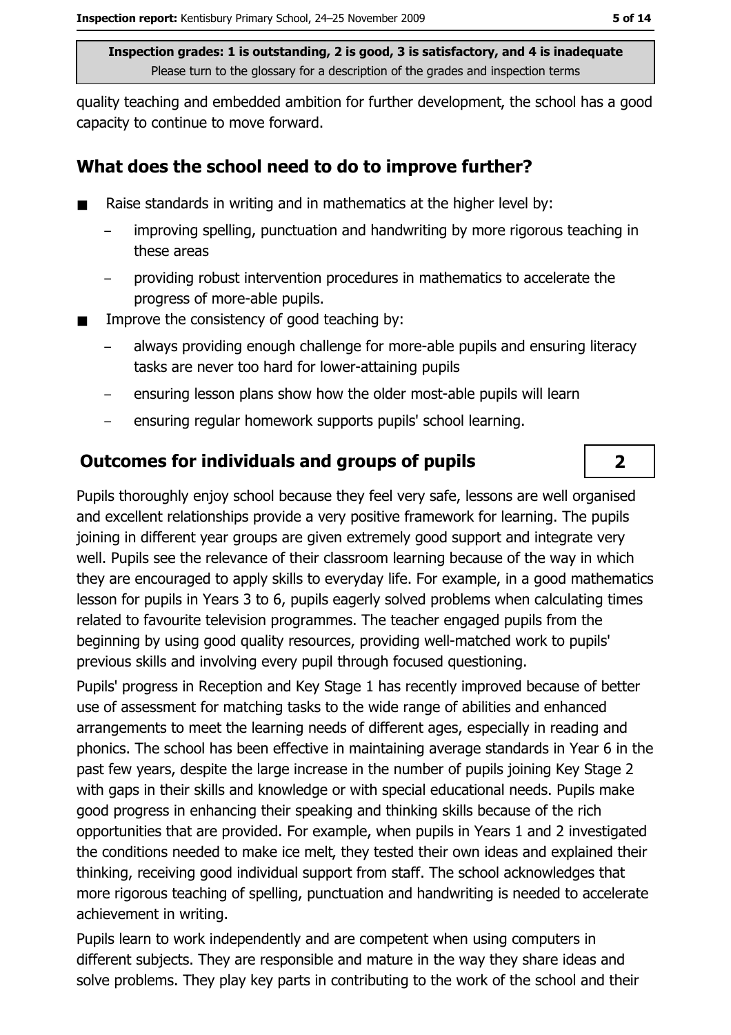quality teaching and embedded ambition for further development, the school has a good capacity to continue to move forward.

## What does the school need to do to improve further?

- Raise standards in writing and in mathematics at the higher level by:
  - improving spelling, punctuation and handwriting by more rigorous teaching in these areas
  - providing robust intervention procedures in mathematics to accelerate the progress of more-able pupils.
- Improve the consistency of good teaching by:
  - always providing enough challenge for more-able pupils and ensuring literacy tasks are never too hard for lower-attaining pupils
  - ensuring lesson plans show how the older most-able pupils will learn
  - ensuring regular homework supports pupils' school learning.

## Outcomes for individuals and groups of pupils — 2

Pupils thoroughly enjoy school because they feel very safe, lessons are well organised and excellent relationships provide a very positive framework for learning. The pupils joining in different year groups are given extremely good support and integrate very well. Pupils see the relevance of their classroom learning because of the way in which they are encouraged to apply skills to everyday life. For example, in a good mathematics lesson for pupils in Years 3 to 6, pupils eagerly solved problems when calculating times related to favourite television programmes. The teacher engaged pupils from the beginning by using good quality resources, providing well-matched work to pupils' previous skills and involving every pupil through focused questioning.

Pupils' progress in Reception and Key Stage 1 has recently improved because of better use of assessment for matching tasks to the wide range of abilities and enhanced arrangements to meet the learning needs of different ages, especially in reading and phonics. The school has been effective in maintaining average standards in Year 6 in the past few years, despite the large increase in the number of pupils joining Key Stage 2 with gaps in their skills and knowledge or with special educational needs. Pupils make good progress in enhancing their speaking and thinking skills because of the rich opportunities that are provided. For example, when pupils in Years 1 and 2 investigated the conditions needed to make ice melt, they tested their own ideas and explained their thinking, receiving good individual support from staff. The school acknowledges that more rigorous teaching of spelling, punctuation and handwriting is needed to accelerate achievement in writing.

Pupils learn to work independently and are competent when using computers in different subjects. They are responsible and mature in the way they share ideas and solve problems. They play key parts in contributing to the work of the school and their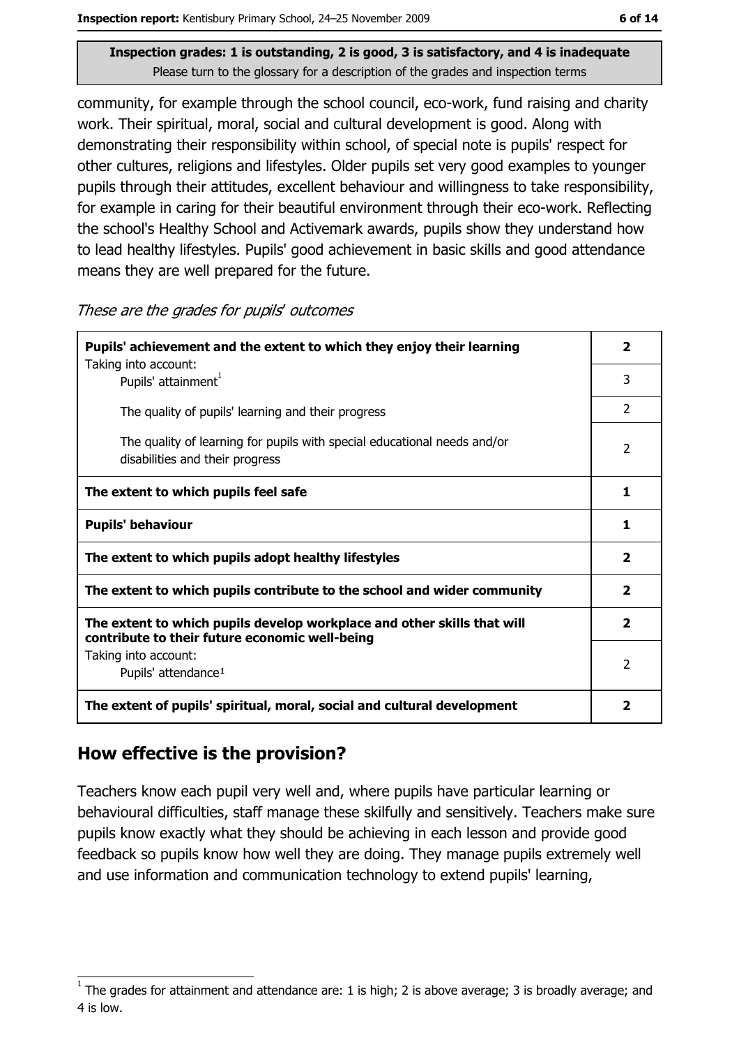Inspection grades: 1 is outstanding, 2 is good, 3 is satisfactory, and 4 is inadequate
Please turn to the glossary for a description of the grades and inspection terms

community, for example through the school council, eco-work, fund raising and charity work. Their spiritual, moral, social and cultural development is good. Along with demonstrating their responsibility within school, of special note is pupils' respect for other cultures, religions and lifestyles. Older pupils set very good examples to younger pupils through their attitudes, excellent behaviour and willingness to take responsibility, for example in caring for their beautiful environment through their eco-work. Reflecting the school's Healthy School and Activemark awards, pupils show they understand how to lead healthy lifestyles. Pupils' good achievement in basic skills and good attendance means they are well prepared for the future.

*These are the grades for pupils' outcomes*

| | |
|---|---|
| **Pupils' achievement and the extent to which they enjoy their learning** | **2** |
| Taking into account: Pupils' attainment[1] | 3 |
| The quality of pupils' learning and their progress | 2 |
| The quality of learning for pupils with special educational needs and/or disabilities and their progress | 2 |
| **The extent to which pupils feel safe** | **1** |
| **Pupils' behaviour** | **1** |
| **The extent to which pupils adopt healthy lifestyles** | **2** |
| **The extent to which pupils contribute to the school and wider community** | **2** |
| **The extent to which pupils develop workplace and other skills that will contribute to their future economic well-being** | **2** |
| Taking into account: Pupils' attendance[1] | 2 |
| **The extent of pupils' spiritual, moral, social and cultural development** | **2** |

## How effective is the provision?

Teachers know each pupil very well and, where pupils have particular learning or behavioural difficulties, staff manage these skilfully and sensitively. Teachers make sure pupils know exactly what they should be achieving in each lesson and provide good feedback so pupils know how well they are doing. They manage pupils extremely well and use information and communication technology to extend pupils' learning,

[1] The grades for attainment and attendance are: 1 is high; 2 is above average; 3 is broadly average; and 4 is low.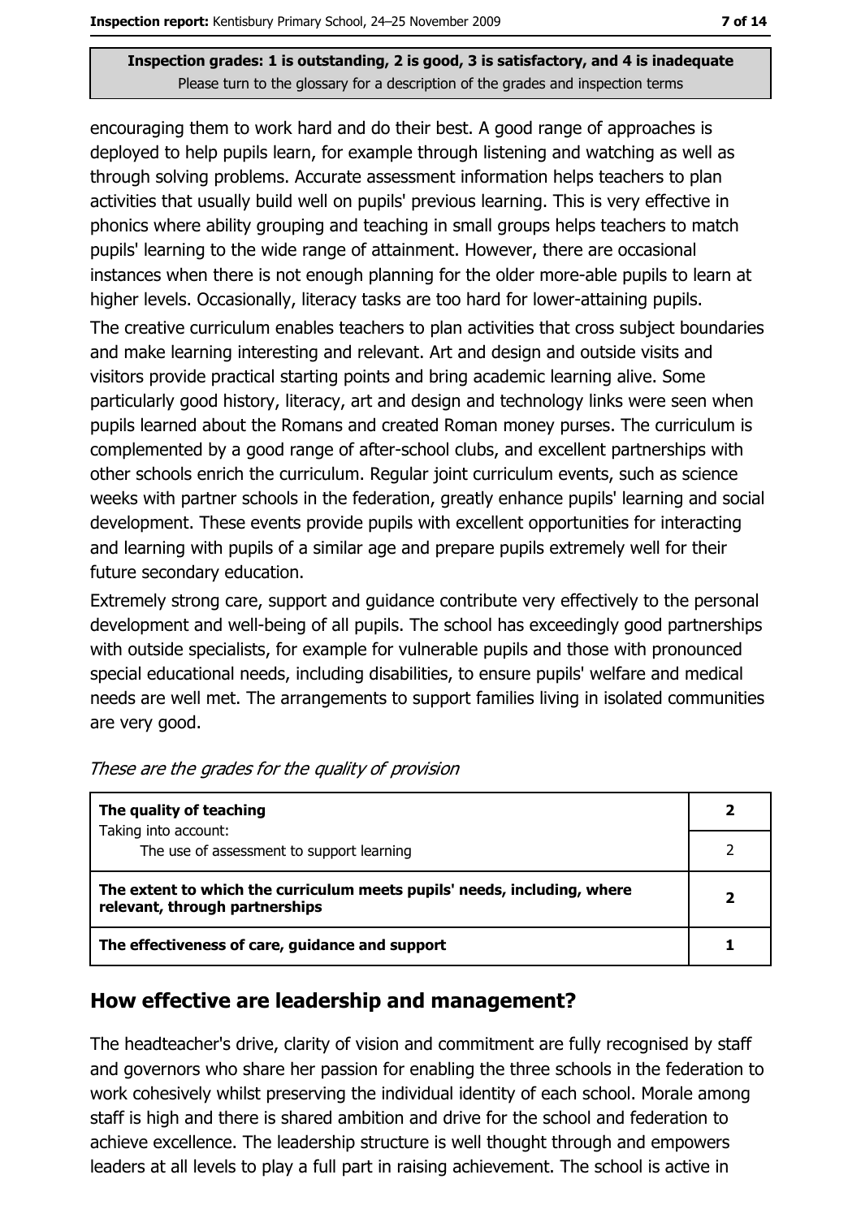encouraging them to work hard and do their best. A good range of approaches is deployed to help pupils learn, for example through listening and watching as well as through solving problems. Accurate assessment information helps teachers to plan activities that usually build well on pupils' previous learning. This is very effective in phonics where ability grouping and teaching in small groups helps teachers to match pupils' learning to the wide range of attainment. However, there are occasional instances when there is not enough planning for the older more-able pupils to learn at higher levels. Occasionally, literacy tasks are too hard for lower-attaining pupils.

The creative curriculum enables teachers to plan activities that cross subject boundaries and make learning interesting and relevant. Art and design and outside visits and visitors provide practical starting points and bring academic learning alive. Some particularly good history, literacy, art and design and technology links were seen when pupils learned about the Romans and created Roman money purses. The curriculum is complemented by a good range of after-school clubs, and excellent partnerships with other schools enrich the curriculum. Regular joint curriculum events, such as science weeks with partner schools in the federation, greatly enhance pupils' learning and social development. These events provide pupils with excellent opportunities for interacting and learning with pupils of a similar age and prepare pupils extremely well for their future secondary education.

Extremely strong care, support and guidance contribute very effectively to the personal development and well-being of all pupils. The school has exceedingly good partnerships with outside specialists, for example for vulnerable pupils and those with pronounced special educational needs, including disabilities, to ensure pupils' welfare and medical needs are well met. The arrangements to support families living in isolated communities are very good.

*These are the grades for the quality of provision*

| | |
|---|---|
| **The quality of teaching**<br>Taking into account: | **2** |
| The use of assessment to support learning | 2 |
| **The extent to which the curriculum meets pupils' needs, including, where relevant, through partnerships** | **2** |
| **The effectiveness of care, guidance and support** | **1** |

## How effective are leadership and management?

The headteacher's drive, clarity of vision and commitment are fully recognised by staff and governors who share her passion for enabling the three schools in the federation to work cohesively whilst preserving the individual identity of each school. Morale among staff is high and there is shared ambition and drive for the school and federation to achieve excellence. The leadership structure is well thought through and empowers leaders at all levels to play a full part in raising achievement. The school is active in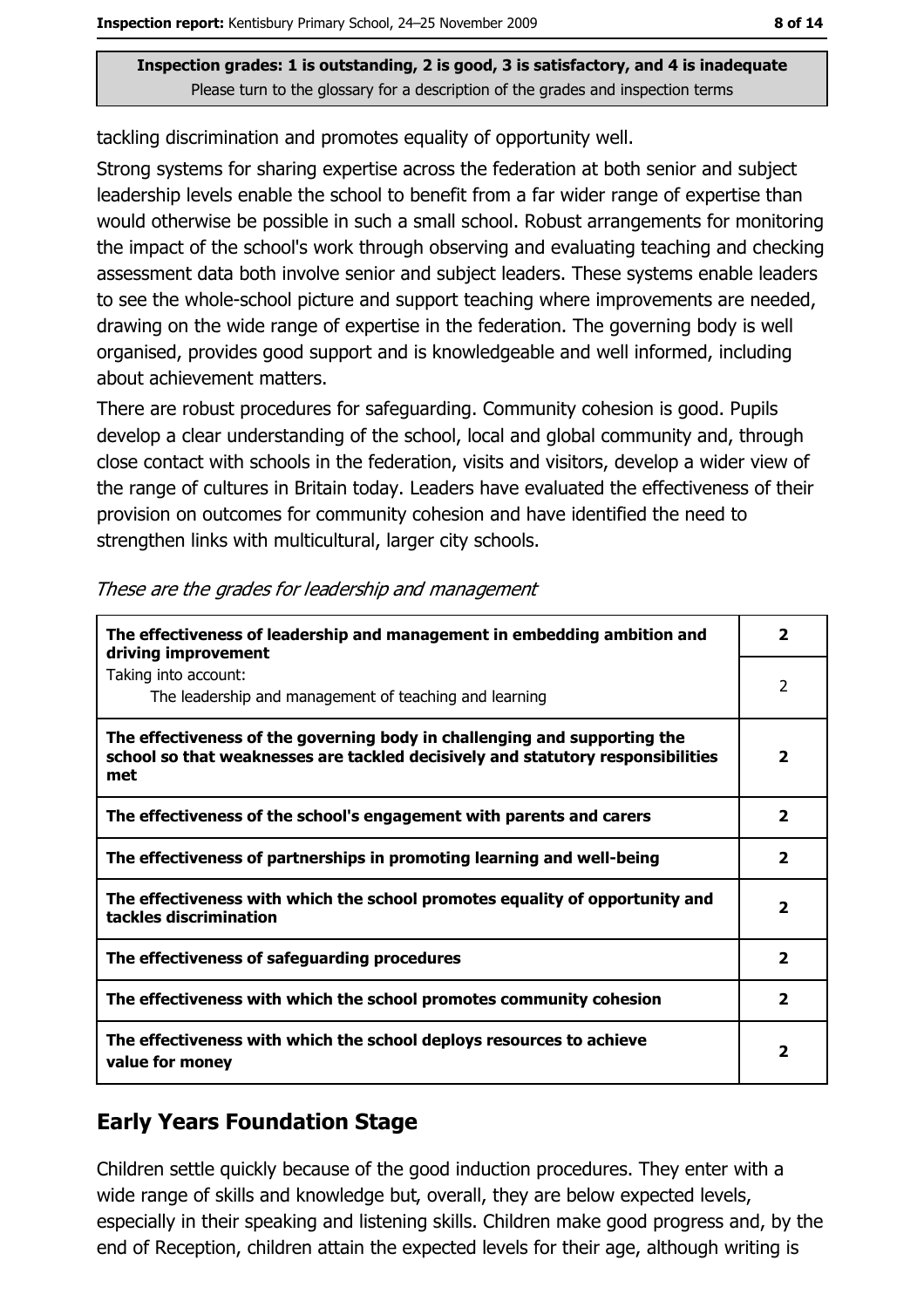**Inspection grades: 1 is outstanding, 2 is good, 3 is satisfactory, and 4 is inadequate**
Please turn to the glossary for a description of the grades and inspection terms

tackling discrimination and promotes equality of opportunity well.

Strong systems for sharing expertise across the federation at both senior and subject leadership levels enable the school to benefit from a far wider range of expertise than would otherwise be possible in such a small school. Robust arrangements for monitoring the impact of the school's work through observing and evaluating teaching and checking assessment data both involve senior and subject leaders. These systems enable leaders to see the whole-school picture and support teaching where improvements are needed, drawing on the wide range of expertise in the federation. The governing body is well organised, provides good support and is knowledgeable and well informed, including about achievement matters.

There are robust procedures for safeguarding. Community cohesion is good. Pupils develop a clear understanding of the school, local and global community and, through close contact with schools in the federation, visits and visitors, develop a wider view of the range of cultures in Britain today. Leaders have evaluated the effectiveness of their provision on outcomes for community cohesion and have identified the need to strengthen links with multicultural, larger city schools.

*These are the grades for leadership and management*

| | |
|---|---|
| **The effectiveness of leadership and management in embedding ambition and driving improvement** | **2** |
| Taking into account: The leadership and management of teaching and learning | 2 |
| **The effectiveness of the governing body in challenging and supporting the school so that weaknesses are tackled decisively and statutory responsibilities met** | **2** |
| **The effectiveness of the school's engagement with parents and carers** | **2** |
| **The effectiveness of partnerships in promoting learning and well-being** | **2** |
| **The effectiveness with which the school promotes equality of opportunity and tackles discrimination** | **2** |
| **The effectiveness of safeguarding procedures** | **2** |
| **The effectiveness with which the school promotes community cohesion** | **2** |
| **The effectiveness with which the school deploys resources to achieve value for money** | **2** |

## Early Years Foundation Stage

Children settle quickly because of the good induction procedures. They enter with a wide range of skills and knowledge but, overall, they are below expected levels, especially in their speaking and listening skills. Children make good progress and, by the end of Reception, children attain the expected levels for their age, although writing is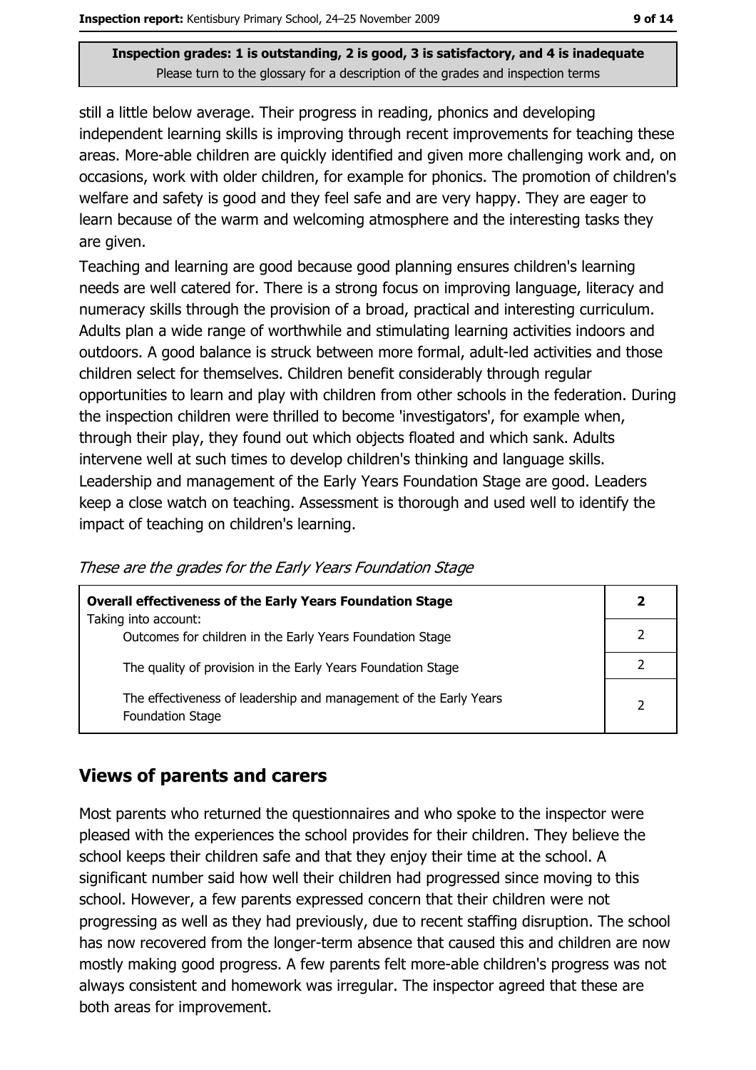still a little below average. Their progress in reading, phonics and developing independent learning skills is improving through recent improvements for teaching these areas. More-able children are quickly identified and given more challenging work and, on occasions, work with older children, for example for phonics. The promotion of children's welfare and safety is good and they feel safe and are very happy. They are eager to learn because of the warm and welcoming atmosphere and the interesting tasks they are given.

Teaching and learning are good because good planning ensures children's learning needs are well catered for. There is a strong focus on improving language, literacy and numeracy skills through the provision of a broad, practical and interesting curriculum. Adults plan a wide range of worthwhile and stimulating learning activities indoors and outdoors. A good balance is struck between more formal, adult-led activities and those children select for themselves. Children benefit considerably through regular opportunities to learn and play with children from other schools in the federation. During the inspection children were thrilled to become 'investigators', for example when, through their play, they found out which objects floated and which sank. Adults intervene well at such times to develop children's thinking and language skills. Leadership and management of the Early Years Foundation Stage are good. Leaders keep a close watch on teaching. Assessment is thorough and used well to identify the impact of teaching on children's learning.

*These are the grades for the Early Years Foundation Stage*

| **Overall effectiveness of the Early Years Foundation Stage** | **2** |
|---|---|
| Taking into account: Outcomes for children in the Early Years Foundation Stage | 2 |
| The quality of provision in the Early Years Foundation Stage | 2 |
| The effectiveness of leadership and management of the Early Years Foundation Stage | 2 |

## Views of parents and carers

Most parents who returned the questionnaires and who spoke to the inspector were pleased with the experiences the school provides for their children. They believe the school keeps their children safe and that they enjoy their time at the school. A significant number said how well their children had progressed since moving to this school. However, a few parents expressed concern that their children were not progressing as well as they had previously, due to recent staffing disruption. The school has now recovered from the longer-term absence that caused this and children are now mostly making good progress. A few parents felt more-able children's progress was not always consistent and homework was irregular. The inspector agreed that these are both areas for improvement.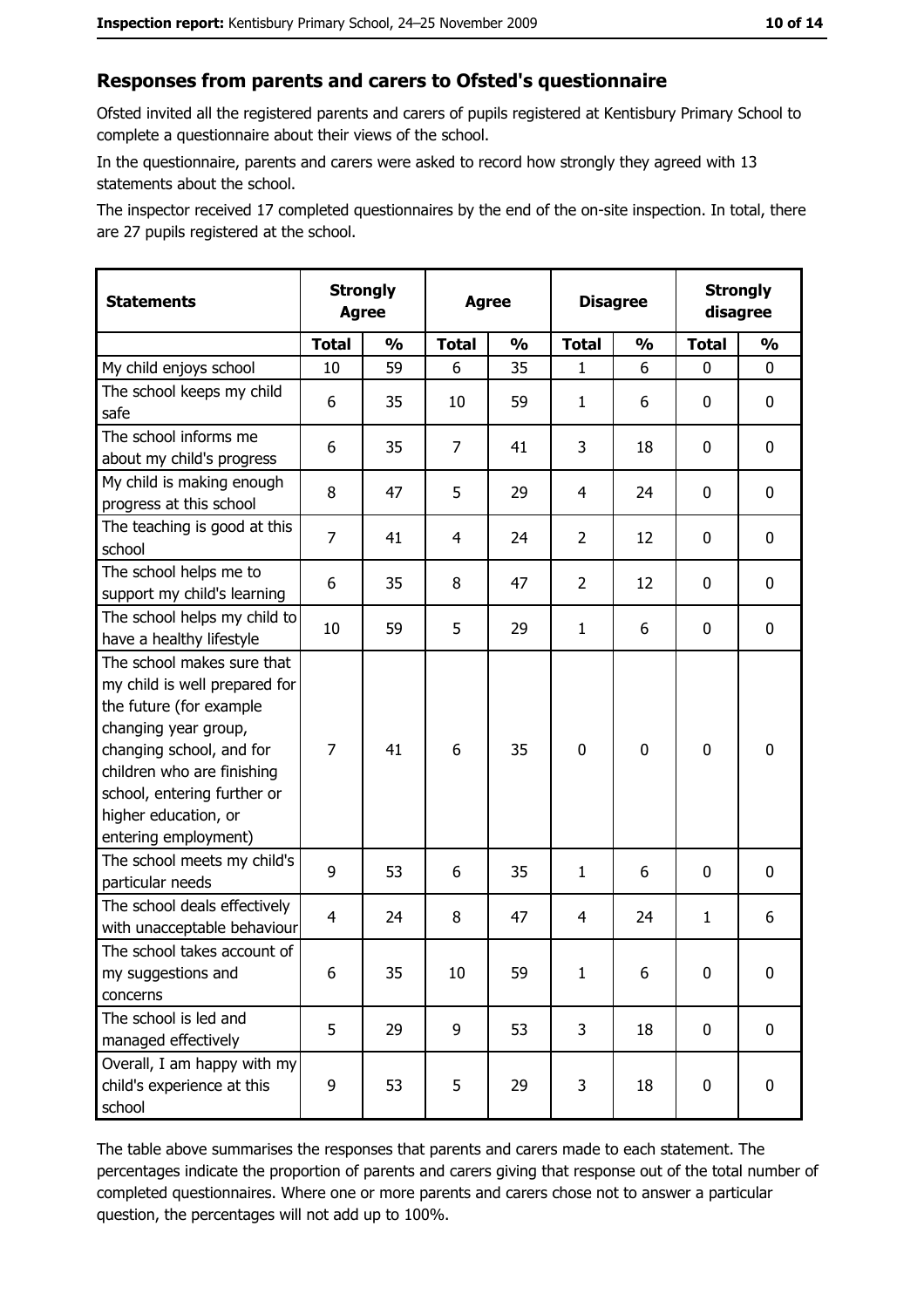## Responses from parents and carers to Ofsted's questionnaire

Ofsted invited all the registered parents and carers of pupils registered at Kentisbury Primary School to complete a questionnaire about their views of the school.

In the questionnaire, parents and carers were asked to record how strongly they agreed with 13 statements about the school.

The inspector received 17 completed questionnaires by the end of the on-site inspection. In total, there are 27 pupils registered at the school.

| Statements | Strongly Agree | | Agree | | Disagree | | Strongly disagree | |
|---|---|---|---|---|---|---|---|---|
| | Total | % | Total | % | Total | % | Total | % |
| My child enjoys school | 10 | 59 | 6 | 35 | 1 | 6 | 0 | 0 |
| The school keeps my child safe | 6 | 35 | 10 | 59 | 1 | 6 | 0 | 0 |
| The school informs me about my child's progress | 6 | 35 | 7 | 41 | 3 | 18 | 0 | 0 |
| My child is making enough progress at this school | 8 | 47 | 5 | 29 | 4 | 24 | 0 | 0 |
| The teaching is good at this school | 7 | 41 | 4 | 24 | 2 | 12 | 0 | 0 |
| The school helps me to support my child's learning | 6 | 35 | 8 | 47 | 2 | 12 | 0 | 0 |
| The school helps my child to have a healthy lifestyle | 10 | 59 | 5 | 29 | 1 | 6 | 0 | 0 |
| The school makes sure that my child is well prepared for the future (for example changing year group, changing school, and for children who are finishing school, entering further or higher education, or entering employment) | 7 | 41 | 6 | 35 | 0 | 0 | 0 | 0 |
| The school meets my child's particular needs | 9 | 53 | 6 | 35 | 1 | 6 | 0 | 0 |
| The school deals effectively with unacceptable behaviour | 4 | 24 | 8 | 47 | 4 | 24 | 1 | 6 |
| The school takes account of my suggestions and concerns | 6 | 35 | 10 | 59 | 1 | 6 | 0 | 0 |
| The school is led and managed effectively | 5 | 29 | 9 | 53 | 3 | 18 | 0 | 0 |
| Overall, I am happy with my child's experience at this school | 9 | 53 | 5 | 29 | 3 | 18 | 0 | 0 |

The table above summarises the responses that parents and carers made to each statement. The percentages indicate the proportion of parents and carers giving that response out of the total number of completed questionnaires. Where one or more parents and carers chose not to answer a particular question, the percentages will not add up to 100%.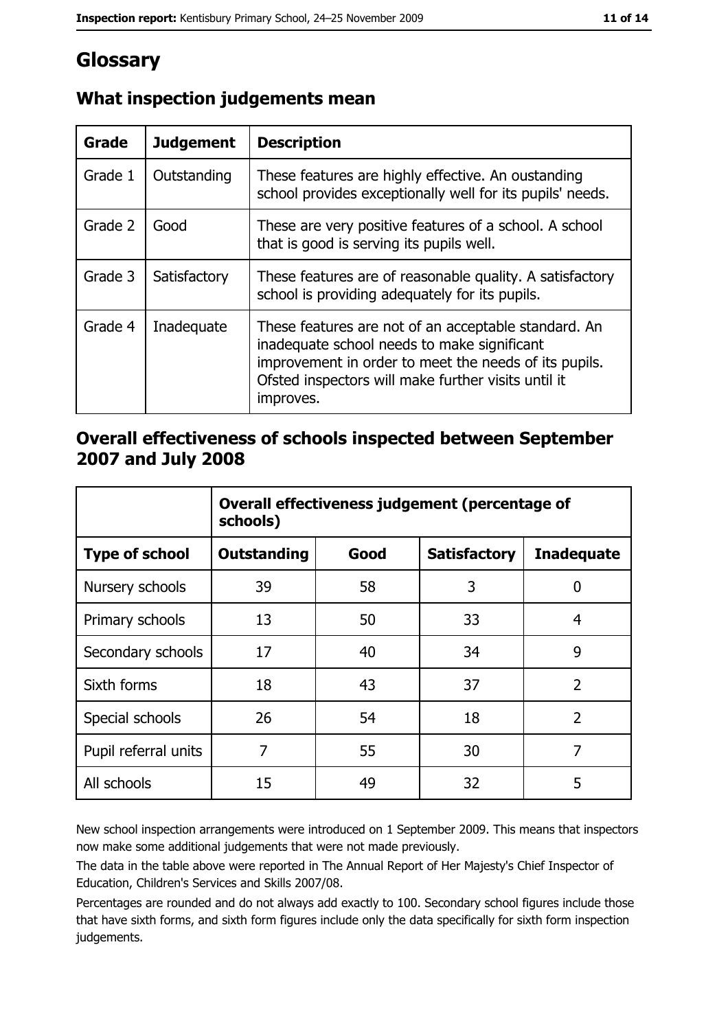# Glossary

## What inspection judgements mean

| Grade | Judgement | Description |
| --- | --- | --- |
| Grade 1 | Outstanding | These features are highly effective. An oustanding school provides exceptionally well for its pupils' needs. |
| Grade 2 | Good | These are very positive features of a school. A school that is good is serving its pupils well. |
| Grade 3 | Satisfactory | These features are of reasonable quality. A satisfactory school is providing adequately for its pupils. |
| Grade 4 | Inadequate | These features are not of an acceptable standard. An inadequate school needs to make significant improvement in order to meet the needs of its pupils. Ofsted inspectors will make further visits until it improves. |

## Overall effectiveness of schools inspected between September 2007 and July 2008

| | Overall effectiveness judgement (percentage of schools) | | | |
| --- | --- | --- | --- | --- |
| **Type of school** | **Outstanding** | **Good** | **Satisfactory** | **Inadequate** |
| Nursery schools | 39 | 58 | 3 | 0 |
| Primary schools | 13 | 50 | 33 | 4 |
| Secondary schools | 17 | 40 | 34 | 9 |
| Sixth forms | 18 | 43 | 37 | 2 |
| Special schools | 26 | 54 | 18 | 2 |
| Pupil referral units | 7 | 55 | 30 | 7 |
| All schools | 15 | 49 | 32 | 5 |

New school inspection arrangements were introduced on 1 September 2009. This means that inspectors now make some additional judgements that were not made previously.

The data in the table above were reported in The Annual Report of Her Majesty's Chief Inspector of Education, Children's Services and Skills 2007/08.

Percentages are rounded and do not always add exactly to 100. Secondary school figures include those that have sixth forms, and sixth form figures include only the data specifically for sixth form inspection judgements.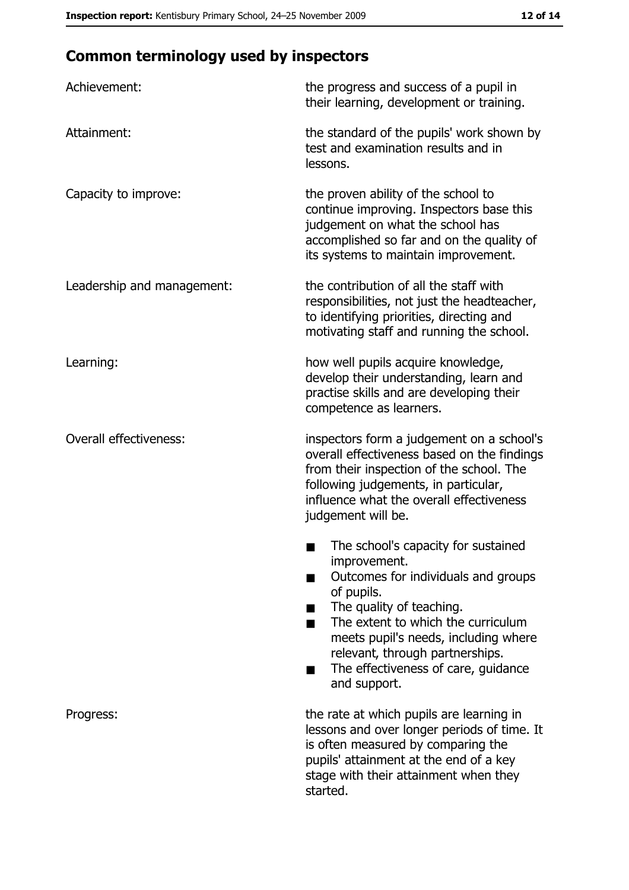## Common terminology used by inspectors

| | |
|---|---|
| Achievement: | the progress and success of a pupil in their learning, development or training. |
| Attainment: | the standard of the pupils' work shown by test and examination results and in lessons. |
| Capacity to improve: | the proven ability of the school to continue improving. Inspectors base this judgement on what the school has accomplished so far and on the quality of its systems to maintain improvement. |
| Leadership and management: | the contribution of all the staff with responsibilities, not just the headteacher, to identifying priorities, directing and motivating staff and running the school. |
| Learning: | how well pupils acquire knowledge, develop their understanding, learn and practise skills and are developing their competence as learners. |
| Overall effectiveness: | inspectors form a judgement on a school's overall effectiveness based on the findings from their inspection of the school. The following judgements, in particular, influence what the overall effectiveness judgement will be. ■ The school's capacity for sustained improvement. ■ Outcomes for individuals and groups of pupils. ■ The quality of teaching. ■ The extent to which the curriculum meets pupil's needs, including where relevant, through partnerships. ■ The effectiveness of care, guidance and support. |
| Progress: | the rate at which pupils are learning in lessons and over longer periods of time. It is often measured by comparing the pupils' attainment at the end of a key stage with their attainment when they started. |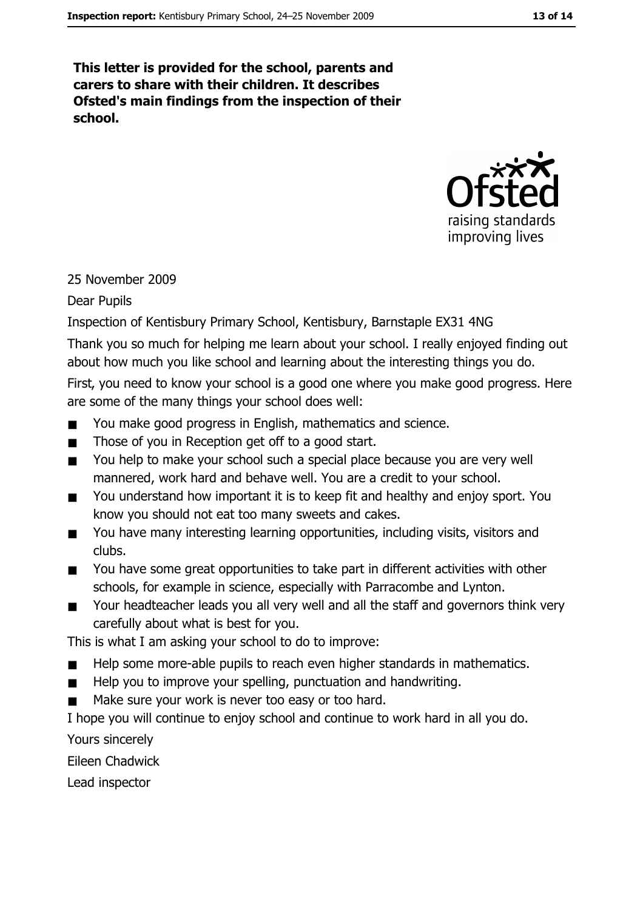**This letter is provided for the school, parents and carers to share with their children. It describes Ofsted's main findings from the inspection of their school.**

25 November 2009

Dear Pupils

Inspection of Kentisbury Primary School, Kentisbury, Barnstaple EX31 4NG

Thank you so much for helping me learn about your school. I really enjoyed finding out about how much you like school and learning about the interesting things you do.

First, you need to know your school is a good one where you make good progress. Here are some of the many things your school does well:

- You make good progress in English, mathematics and science.
- Those of you in Reception get off to a good start.
- You help to make your school such a special place because you are very well mannered, work hard and behave well. You are a credit to your school.
- You understand how important it is to keep fit and healthy and enjoy sport. You know you should not eat too many sweets and cakes.
- You have many interesting learning opportunities, including visits, visitors and clubs.
- You have some great opportunities to take part in different activities with other schools, for example in science, especially with Parracombe and Lynton.
- Your headteacher leads you all very well and all the staff and governors think very carefully about what is best for you.

This is what I am asking your school to do to improve:

- Help some more-able pupils to reach even higher standards in mathematics.
- Help you to improve your spelling, punctuation and handwriting.
- Make sure your work is never too easy or too hard.

I hope you will continue to enjoy school and continue to work hard in all you do.

Yours sincerely

Eileen Chadwick

Lead inspector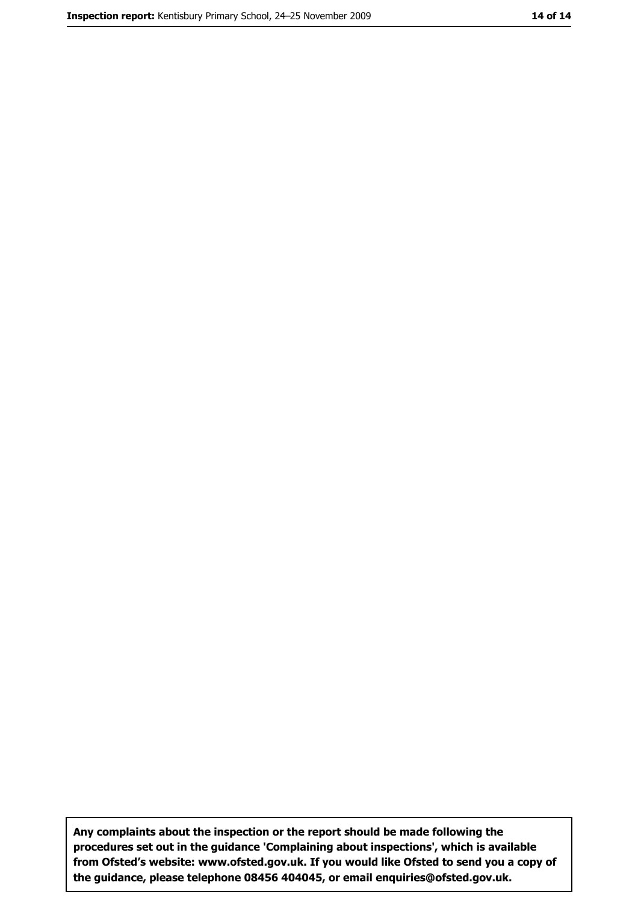**Any complaints about the inspection or the report should be made following the procedures set out in the guidance 'Complaining about inspections', which is available from Ofsted's website: www.ofsted.gov.uk. If you would like Ofsted to send you a copy of the guidance, please telephone 08456 404045, or email enquiries@ofsted.gov.uk.**